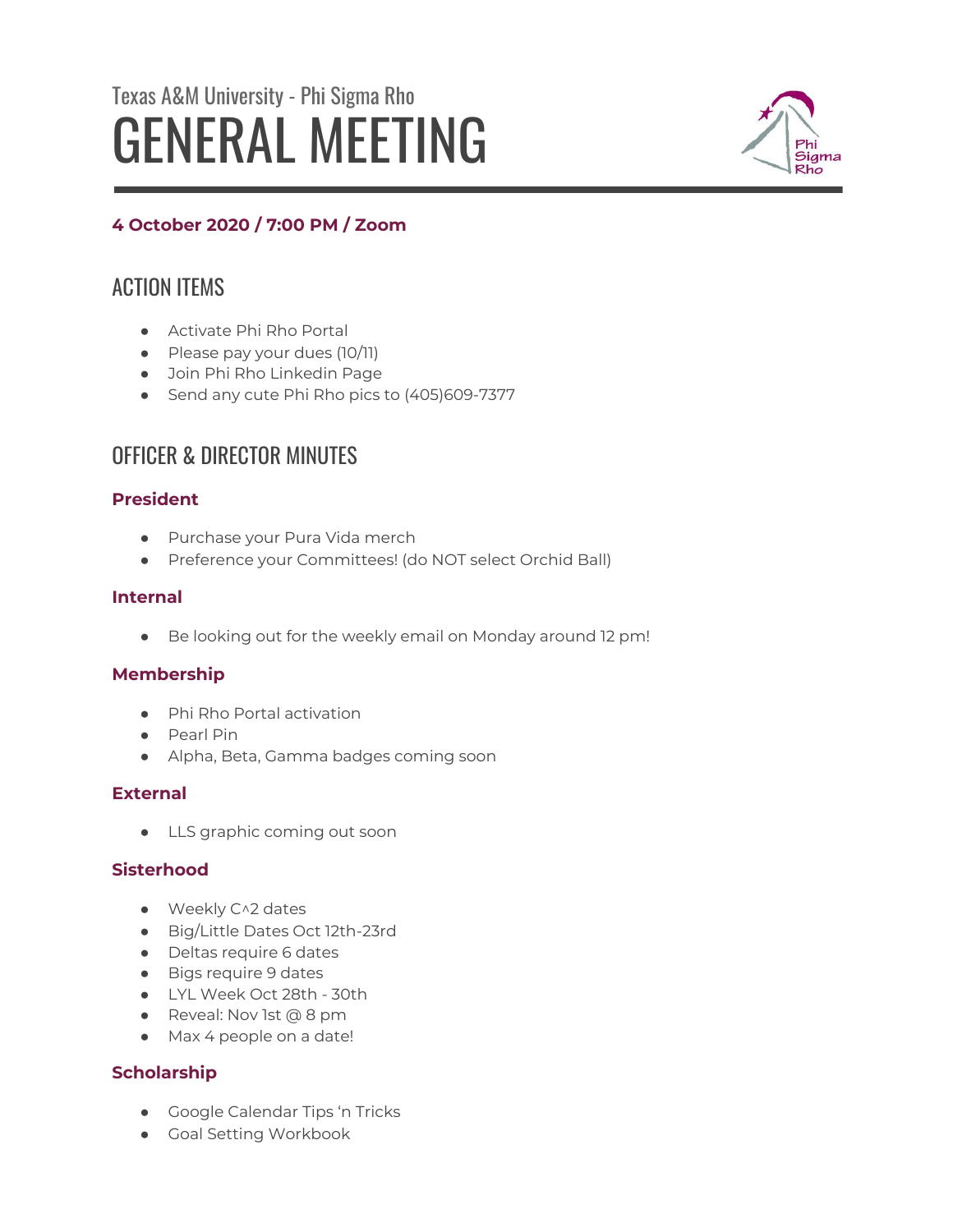Texas A&M University - Phi Sigma Rho

# GENERAL MEETING

**4 October 2020 / 7:00 PM / Zoom**

## ACTION ITEMS

- Activate Phi Rho Portal
- Please pay your dues (10/11)
- Join Phi Rho Linkedin Page
- Send any cute Phi Rho pics to (405)609-7377

## OFFICER & DIRECTOR MINUTES

### President

- Purchase your Pura Vida merch
- Preference your Committees! (do NOT select Orchid Ball)

### Internal

- Be looking out for the weekly email on Monday around 12 pm!

### Membership

- Phi Rho Portal activation
- Pearl Pin
- Alpha, Beta, Gamma badges coming soon

### External

- LLS graphic coming out soon

### Sisterhood

- Weekly C^2 dates
- Big/Little Dates Oct 12th-23rd
- Deltas require 6 dates
- Bigs require 9 dates
- LYL Week Oct 28th - 30th
- Reveal: Nov 1st @ 8 pm
- Max 4 people on a date!

### Scholarship

- Google Calendar Tips 'n Tricks
- Goal Setting Workbook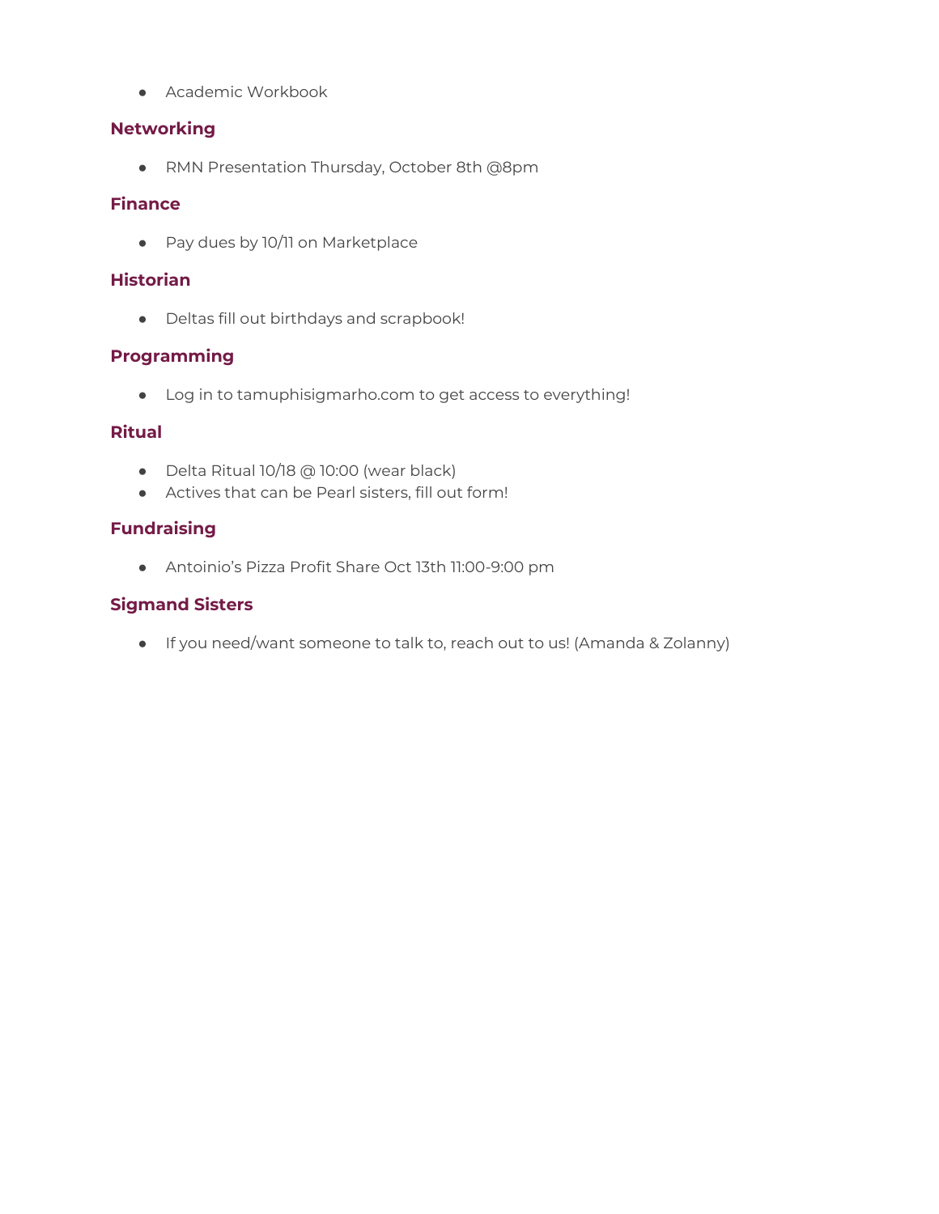- Academic Workbook

### Networking

- RMN Presentation Thursday, October 8th @8pm

### Finance

- Pay dues by 10/11 on Marketplace

### Historian

- Deltas fill out birthdays and scrapbook!

### Programming

- Log in to tamuphisigmarho.com to get access to everything!

### Ritual

- Delta Ritual 10/18 @ 10:00 (wear black)
- Actives that can be Pearl sisters, fill out form!

### Fundraising

- Antoinio's Pizza Profit Share Oct 13th 11:00-9:00 pm

### Sigmand Sisters

- If you need/want someone to talk to, reach out to us! (Amanda & Zolanny)